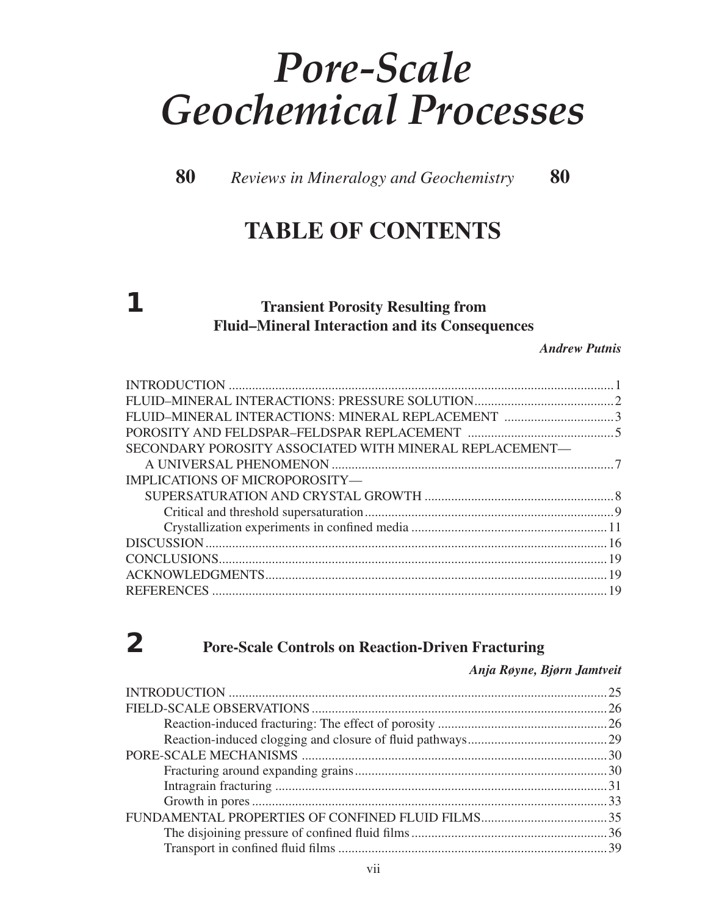# *Pore-Scale Geochemical Processes*

**80** *Reviews in Mineralogy and Geochemistry* **80**

## TABLE OF CONTENTS

### 1 Transient Porosity Resulting from Fluid–Mineral Interaction and its Consequences

***Andrew Putnis***

INTRODUCTION ........................................................................................................ 1
FLUID–MINERAL INTERACTIONS: PRESSURE SOLUTION ........................................ 2
FLUID–MINERAL INTERACTIONS: MINERAL REPLACEMENT ................................. 3
POROSITY AND FELDSPAR–FELDSPAR REPLACEMENT ........................................... 5
SECONDARY POROSITY ASSOCIATED WITH MINERAL REPLACEMENT—
    A UNIVERSAL PHENOMENON ................................................................................ 7
IMPLICATIONS OF MICROPOROSITY—
    SUPERSATURATION AND CRYSTAL GROWTH ........................................................ 8
        Critical and threshold supersaturation ........................................................... 9
        Crystallization experiments in confined media ............................................. 11
DISCUSSION ........................................................................................................... 16
CONCLUSIONS ........................................................................................................ 19
ACKNOWLEDGMENTS ............................................................................................. 19
REFERENCES .......................................................................................................... 19

### 2 Pore-Scale Controls on Reaction-Driven Fracturing

***Anja Røyne, Bjørn Jamtveit***

INTRODUCTION ........................................................................................................ 25
FIELD-SCALE OBSERVATIONS ................................................................................. 26
        Reaction-induced fracturing: The effect of porosity ........................................ 26
        Reaction-induced clogging and closure of fluid pathways ............................... 29
PORE-SCALE MECHANISMS .................................................................................... 30
        Fracturing around expanding grains ............................................................... 30
        Intragrain fracturing ...................................................................................... 31
        Growth in pores ............................................................................................. 33
FUNDAMENTAL PROPERTIES OF CONFINED FLUID FILMS ...................................... 35
        The disjoining pressure of confined fluid films ................................................ 36
        Transport in confined fluid films .................................................................... 39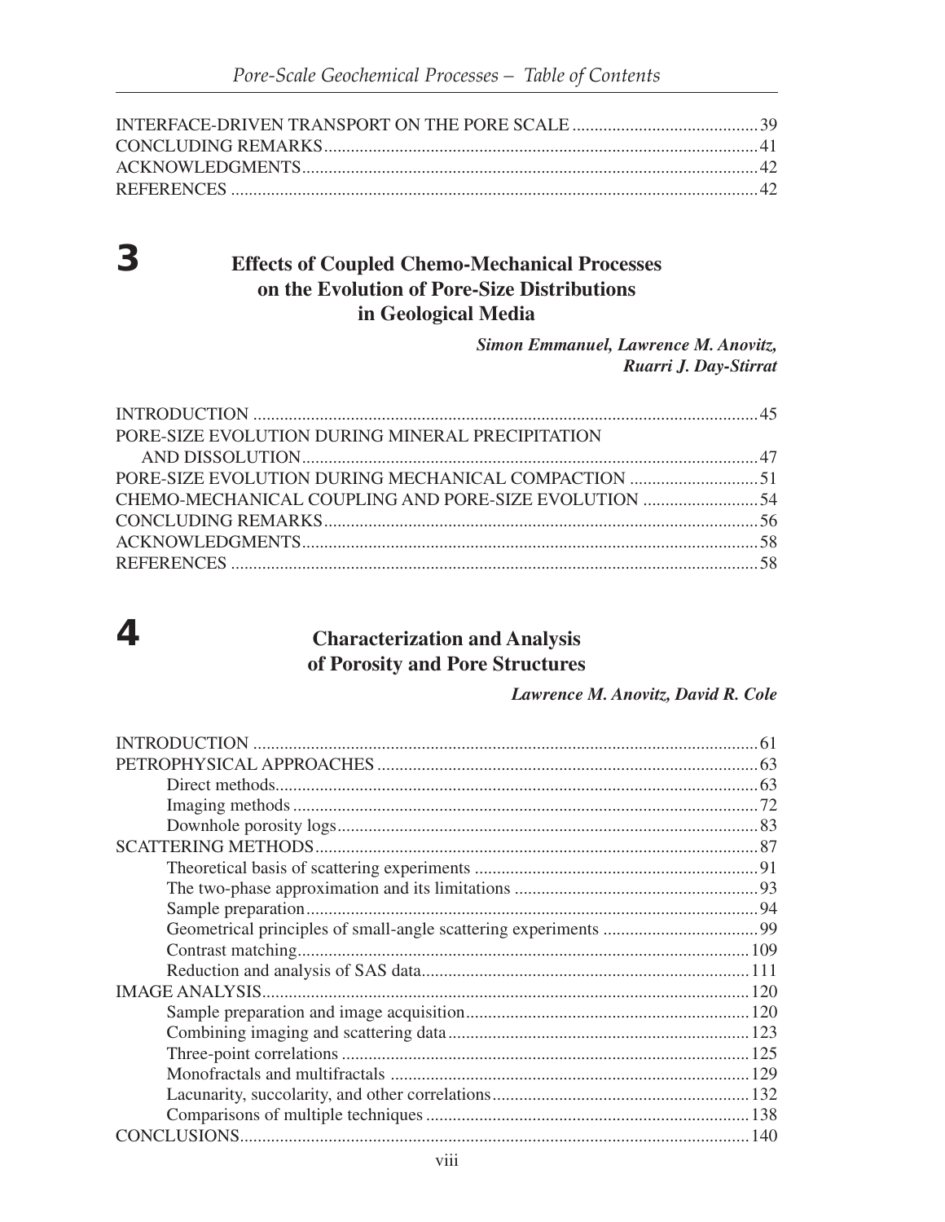INTERFACE-DRIVEN TRANSPORT ON THE PORE SCALE ........................................39
CONCLUDING REMARKS ........................................41
ACKNOWLEDGMENTS ........................................42
REFERENCES ........................................42

## 3

### Effects of Coupled Chemo-Mechanical Processes on the Evolution of Pore-Size Distributions in Geological Media

***Simon Emmanuel, Lawrence M. Anovitz, Ruarri J. Day-Stirrat***

INTRODUCTION ........................................45
PORE-SIZE EVOLUTION DURING MINERAL PRECIPITATION AND DISSOLUTION ........................................47
PORE-SIZE EVOLUTION DURING MECHANICAL COMPACTION ........................................51
CHEMO-MECHANICAL COUPLING AND PORE-SIZE EVOLUTION ........................................54
CONCLUDING REMARKS ........................................56
ACKNOWLEDGMENTS ........................................58
REFERENCES ........................................58

## 4

### Characterization and Analysis of Porosity and Pore Structures

***Lawrence M. Anovitz, David R. Cole***

INTRODUCTION ........................................61
PETROPHYSICAL APPROACHES ........................................63
- Direct methods ........................................63
- Imaging methods ........................................72
- Downhole porosity logs ........................................83

SCATTERING METHODS ........................................87
- Theoretical basis of scattering experiments ........................................91
- The two-phase approximation and its limitations ........................................93
- Sample preparation ........................................94
- Geometrical principles of small-angle scattering experiments ........................................99
- Contrast matching ........................................109
- Reduction and analysis of SAS data ........................................111

IMAGE ANALYSIS ........................................120
- Sample preparation and image acquisition ........................................120
- Combining imaging and scattering data ........................................123
- Three-point correlations ........................................125
- Monofractals and multifractals ........................................129
- Lacunarity, succolarity, and other correlations ........................................132
- Comparisons of multiple techniques ........................................138

CONCLUSIONS ........................................140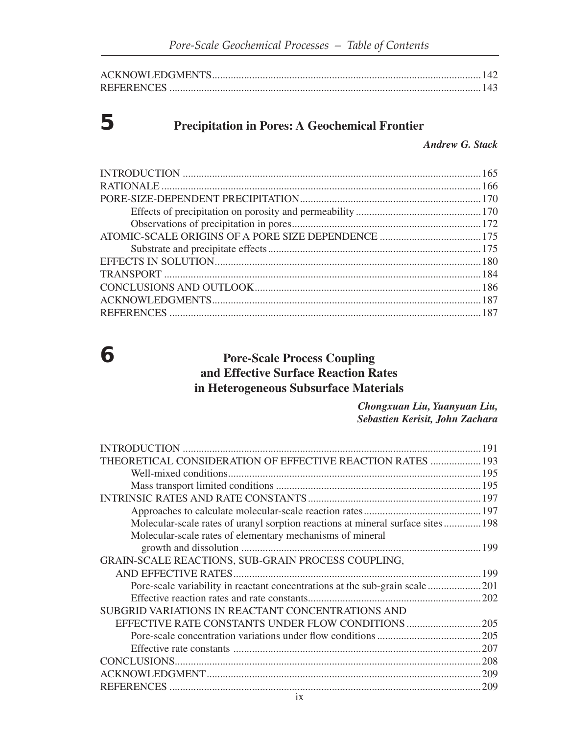ACKNOWLEDGMENTS ........................................................................................................ 142
REFERENCES ................................................................................................................... 143

## 5 Precipitation in Pores: A Geochemical Frontier

***Andrew G. Stack***

INTRODUCTION ................................................................................................................ 165
RATIONALE ....................................................................................................................... 166
PORE-SIZE-DEPENDENT PRECIPITATION .................................................................... 170
  Effects of precipitation on porosity and permeability ............................................... 170
  Observations of precipitation in pores ...................................................................... 172
ATOMIC-SCALE ORIGINS OF A PORE SIZE DEPENDENCE ....................................... 175
  Substrate and precipitate effects ................................................................................ 175
EFFECTS IN SOLUTION ................................................................................................... 180
TRANSPORT ...................................................................................................................... 184
CONCLUSIONS AND OUTLOOK ..................................................................................... 186
ACKNOWLEDGMENTS ..................................................................................................... 187
REFERENCES .................................................................................................................... 187

## 6 Pore-Scale Process Coupling and Effective Surface Reaction Rates in Heterogeneous Subsurface Materials

***Chongxuan Liu, Yuanyuan Liu, Sebastien Kerisit, John Zachara***

INTRODUCTION ................................................................................................................ 191
THEORETICAL CONSIDERATION OF EFFECTIVE REACTION RATES ...................... 193
  Well-mixed conditions ............................................................................................... 195
  Mass transport limited conditions ............................................................................. 195
INTRINSIC RATES AND RATE CONSTANTS ................................................................. 197
  Approaches to calculate molecular-scale reaction rates ............................................ 197
  Molecular-scale rates of uranyl sorption reactions at mineral surface sites .............. 198
  Molecular-scale rates of elementary mechanisms of mineral growth and dissolution ........................................................................................................ 199
GRAIN-SCALE REACTIONS, SUB-GRAIN PROCESS COUPLING, AND EFFECTIVE RATES ............................................................................................. 199
  Pore-scale variability in reactant concentrations at the sub-grain scale .................... 201
  Effective reaction rates and rate constants ................................................................. 202
SUBGRID VARIATIONS IN REACTANT CONCENTRATIONS AND EFFECTIVE RATE CONSTANTS UNDER FLOW CONDITIONS ............................ 205
  Pore-scale concentration variations under flow conditions ....................................... 205
  Effective rate constants ............................................................................................. 207
CONCLUSIONS .................................................................................................................. 208
ACKNOWLEDGMENT ....................................................................................................... 209
REFERENCES .................................................................................................................... 209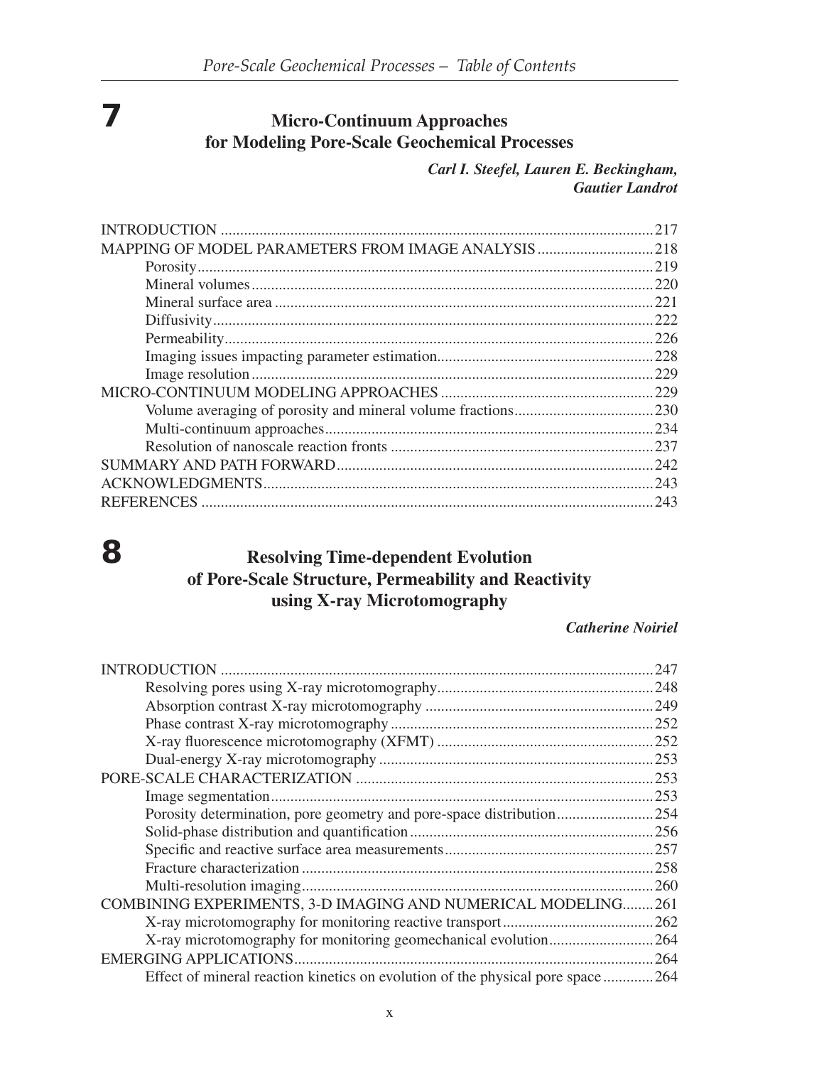# 7

## Micro-Continuum Approaches for Modeling Pore-Scale Geochemical Processes

***Carl I. Steefel, Lauren E. Beckingham, Gautier Landrot***

INTRODUCTION ....................................................................................................217
MAPPING OF MODEL PARAMETERS FROM IMAGE ANALYSIS ..........................218
- Porosity ........................................................................................................219
- Mineral volumes ..........................................................................................220
- Mineral surface area ....................................................................................221
- Diffusivity ....................................................................................................222
- Permeability .................................................................................................226
- Imaging issues impacting parameter estimation ..........................................228
- Image resolution ..........................................................................................229

MICRO-CONTINUUM MODELING APPROACHES ..................................................229
- Volume averaging of porosity and mineral volume fractions ......................230
- Multi-continuum approaches .......................................................................234
- Resolution of nanoscale reaction fronts .......................................................237

SUMMARY AND PATH FORWARD .........................................................................242
ACKNOWLEDGMENTS ............................................................................................243
REFERENCES ..........................................................................................................243

# 8

## Resolving Time-dependent Evolution of Pore-Scale Structure, Permeability and Reactivity using X-ray Microtomography

***Catherine Noiriel***

INTRODUCTION ....................................................................................................247
- Resolving pores using X-ray microtomography ...........................................248
- Absorption contrast X-ray microtomography ...............................................249
- Phase contrast X-ray microtomography .......................................................252
- X-ray fluorescence microtomography (XFMT) ............................................252
- Dual-energy X-ray microtomography ...........................................................253

PORE-SCALE CHARACTERIZATION ......................................................................253
- Image segmentation ......................................................................................253
- Porosity determination, pore geometry and pore-space distribution ...........254
- Solid-phase distribution and quantification ..................................................256
- Specific and reactive surface area measurements .........................................257
- Fracture characterization ..............................................................................258
- Multi-resolution imaging ..............................................................................260

COMBINING EXPERIMENTS, 3-D IMAGING AND NUMERICAL MODELING ........261
- X-ray microtomography for monitoring reactive transport ..........................262
- X-ray microtomography for monitoring geomechanical evolution ...............264

EMERGING APPLICATIONS ....................................................................................264
- Effect of mineral reaction kinetics on evolution of the physical pore space ..264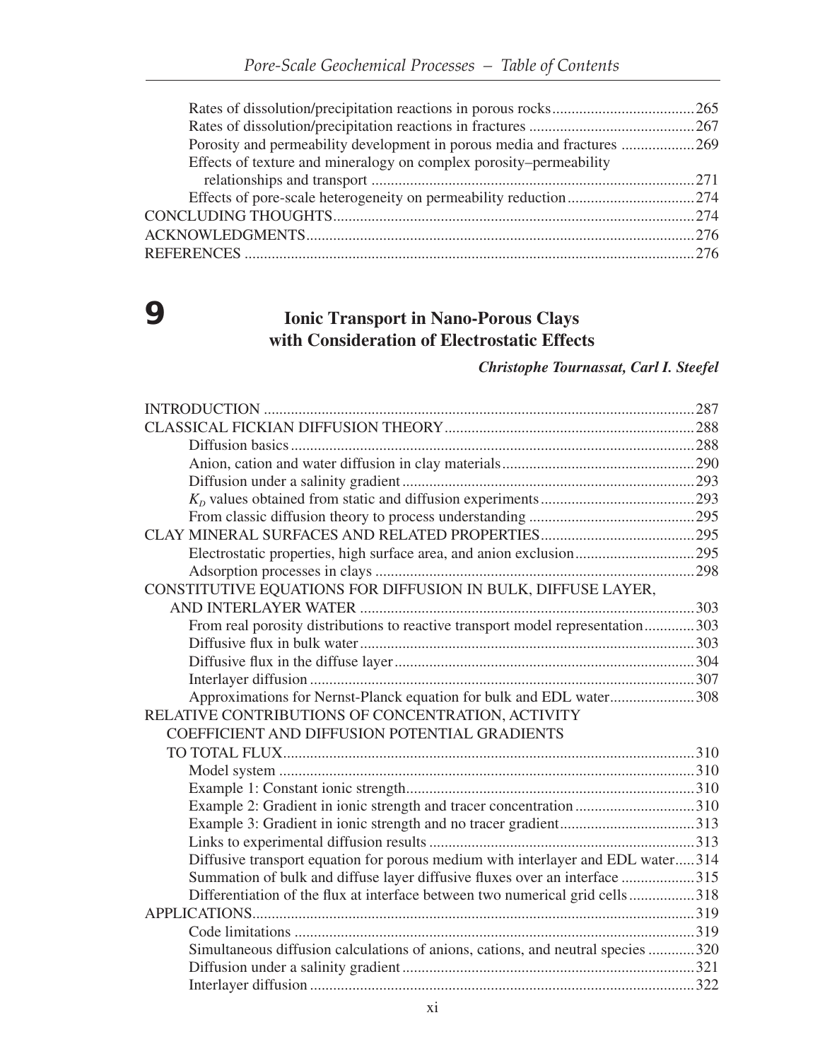Rates of dissolution/precipitation reactions in porous rocks .......... 265
Rates of dissolution/precipitation reactions in fractures .......... 267
Porosity and permeability development in porous media and fractures .......... 269
Effects of texture and mineralogy on complex porosity–permeability relationships and transport .......... 271
Effects of pore-scale heterogeneity on permeability reduction .......... 274

CONCLUDING THOUGHTS .......... 274
ACKNOWLEDGMENTS .......... 276
REFERENCES .......... 276

# 9 Ionic Transport in Nano-Porous Clays with Consideration of Electrostatic Effects

***Christophe Tournassat, Carl I. Steefel***

INTRODUCTION .......... 287
CLASSICAL FICKIAN DIFFUSION THEORY .......... 288
- Diffusion basics .......... 288
- Anion, cation and water diffusion in clay materials .......... 290
- Diffusion under a salinity gradient .......... 293
- $K_D$ values obtained from static and diffusion experiments .......... 293
- From classic diffusion theory to process understanding .......... 295

CLAY MINERAL SURFACES AND RELATED PROPERTIES .......... 295
- Electrostatic properties, high surface area, and anion exclusion .......... 295
- Adsorption processes in clays .......... 298

CONSTITUTIVE EQUATIONS FOR DIFFUSION IN BULK, DIFFUSE LAYER, AND INTERLAYER WATER .......... 303
- From real porosity distributions to reactive transport model representation .......... 303
- Diffusive flux in bulk water .......... 303
- Diffusive flux in the diffuse layer .......... 304
- Interlayer diffusion .......... 307
- Approximations for Nernst-Planck equation for bulk and EDL water .......... 308

RELATIVE CONTRIBUTIONS OF CONCENTRATION, ACTIVITY COEFFICIENT AND DIFFUSION POTENTIAL GRADIENTS TO TOTAL FLUX .......... 310
- Model system .......... 310
- Example 1: Constant ionic strength .......... 310
- Example 2: Gradient in ionic strength and tracer concentration .......... 310
- Example 3: Gradient in ionic strength and no tracer gradient .......... 313
- Links to experimental diffusion results .......... 313
- Diffusive transport equation for porous medium with interlayer and EDL water .......... 314
- Summation of bulk and diffuse layer diffusive fluxes over an interface .......... 315
- Differentiation of the flux at interface between two numerical grid cells .......... 318

APPLICATIONS .......... 319
- Code limitations .......... 319
- Simultaneous diffusion calculations of anions, cations, and neutral species .......... 320
- Diffusion under a salinity gradient .......... 321
- Interlayer diffusion .......... 322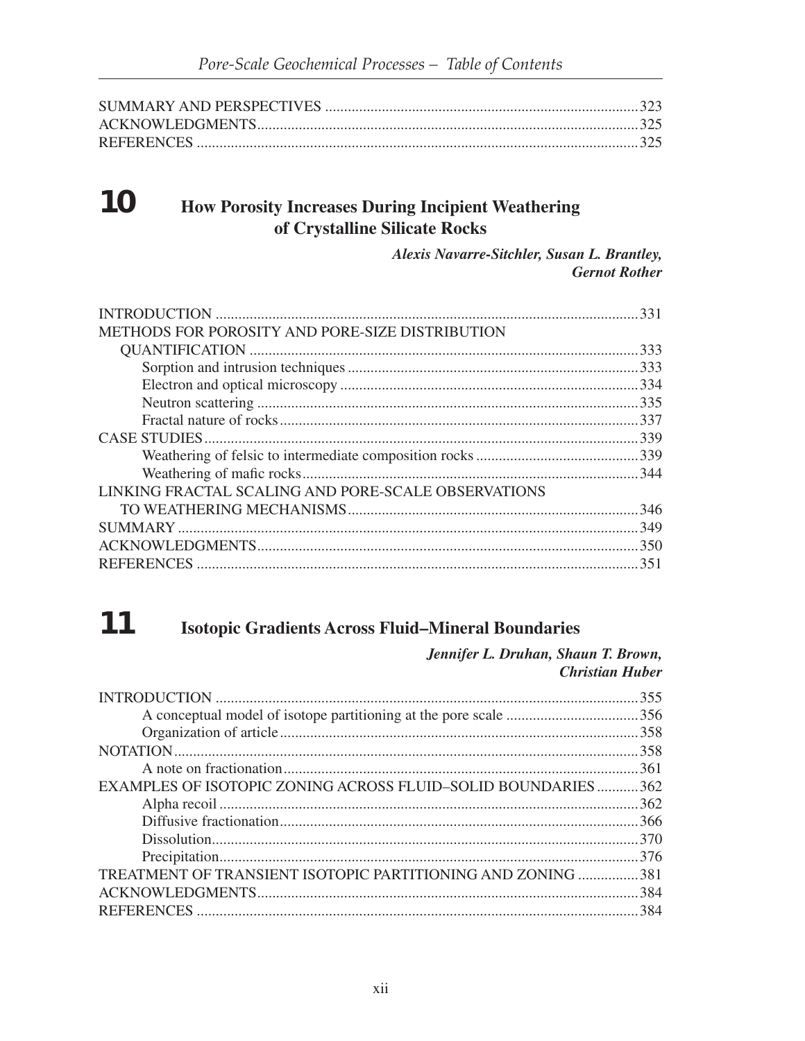SUMMARY AND PERSPECTIVES ........................................................................ 323
ACKNOWLEDGMENTS ........................................................................ 325
REFERENCES ........................................................................ 325

## 10 How Porosity Increases During Incipient Weathering of Crystalline Silicate Rocks

***Alexis Navarre-Sitchler, Susan L. Brantley, Gernot Rother***

INTRODUCTION ........................................................................ 331
METHODS FOR POROSITY AND PORE-SIZE DISTRIBUTION QUANTIFICATION ........................................................................ 333
- Sorption and intrusion techniques ........................................................................ 333
- Electron and optical microscopy ........................................................................ 334
- Neutron scattering ........................................................................ 335
- Fractal nature of rocks ........................................................................ 337

CASE STUDIES ........................................................................ 339
- Weathering of felsic to intermediate composition rocks ........................................................................ 339
- Weathering of mafic rocks ........................................................................ 344

LINKING FRACTAL SCALING AND PORE-SCALE OBSERVATIONS TO WEATHERING MECHANISMS ........................................................................ 346
SUMMARY ........................................................................ 349
ACKNOWLEDGMENTS ........................................................................ 350
REFERENCES ........................................................................ 351

## 11 Isotopic Gradients Across Fluid–Mineral Boundaries

***Jennifer L. Druhan, Shaun T. Brown, Christian Huber***

INTRODUCTION ........................................................................ 355
- A conceptual model of isotope partitioning at the pore scale ........................................................................ 356
- Organization of article ........................................................................ 358

NOTATION ........................................................................ 358
- A note on fractionation ........................................................................ 361

EXAMPLES OF ISOTOPIC ZONING ACROSS FLUID–SOLID BOUNDARIES ........................................................................ 362
- Alpha recoil ........................................................................ 362
- Diffusive fractionation ........................................................................ 366
- Dissolution ........................................................................ 370
- Precipitation ........................................................................ 376

TREATMENT OF TRANSIENT ISOTOPIC PARTITIONING AND ZONING ........................................................................ 381
ACKNOWLEDGMENTS ........................................................................ 384
REFERENCES ........................................................................ 384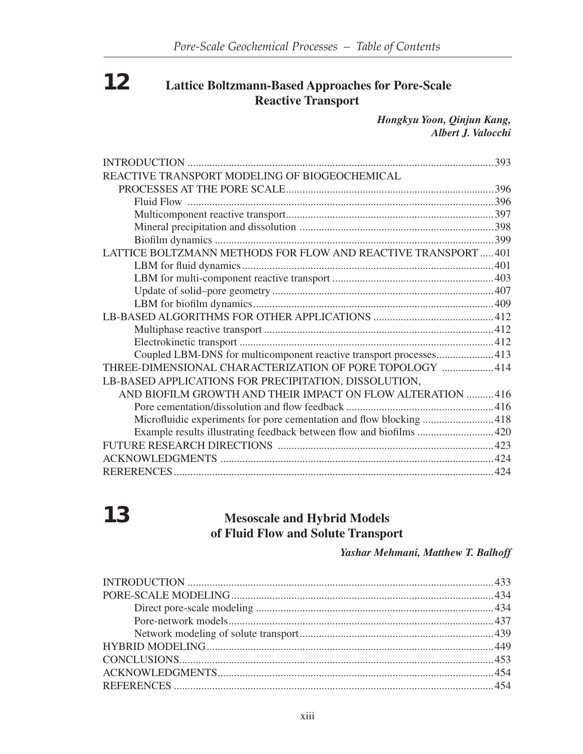# 12 Lattice Boltzmann-Based Approaches for Pore-Scale Reactive Transport

*Hongkyu Yoon, Qinjun Kang, Albert J. Valocchi*

INTRODUCTION ........................................................................................393
REACTIVE TRANSPORT MODELING OF BIOGEOCHEMICAL PROCESSES AT THE PORE SCALE ........................................................396
- Fluid Flow ........................................................................................396
- Multicomponent reactive transport ........................................................397
- Mineral precipitation and dissolution ......................................................398
- Biofilm dynamics ..............................................................................399

LATTICE BOLTZMANN METHODS FOR FLOW AND REACTIVE TRANSPORT ......401
- LBM for fluid dynamics ........................................................................401
- LBM for multi-component reactive transport ............................................403
- Update of solid–pore geometry ..............................................................407
- LBM for biofilm dynamics ....................................................................409

LB-BASED ALGORITHMS FOR OTHER APPLICATIONS ..................................412
- Multiphase reactive transport ................................................................412
- Electrokinetic transport .......................................................................412
- Coupled LBM-DNS for multicomponent reactive transport processes..............413

THREE-DIMENSIONAL CHARACTERIZATION OF PORE TOPOLOGY ..................414
LB-BASED APPLICATIONS FOR PRECIPITATION, DISSOLUTION, AND BIOFILM GROWTH AND THEIR IMPACT ON FLOW ALTERATION ..........416
- Pore cementation/dissolution and flow feedback ........................................416
- Microfluidic experiments for pore cementation and flow blocking ..................418
- Example results illustrating feedback between flow and biofilms ....................420

FUTURE RESEARCH DIRECTIONS ...............................................................423
ACKNOWLEDGMENTS ..................................................................................424
RERERENCES ..............................................................................................424

# 13 Mesoscale and Hybrid Models of Fluid Flow and Solute Transport

*Yashar Mehmani, Matthew T. Balhoff*

INTRODUCTION ........................................................................................433
PORE-SCALE MODELING ...........................................................................434
- Direct pore-scale modeling ...................................................................434
- Pore-network models ...........................................................................437
- Network modeling of solute transport ......................................................439

HYBRID MODELING ....................................................................................449
CONCLUSIONS............................................................................................453
ACKNOWLEDGMENTS ..................................................................................454
REFERENCES .............................................................................................454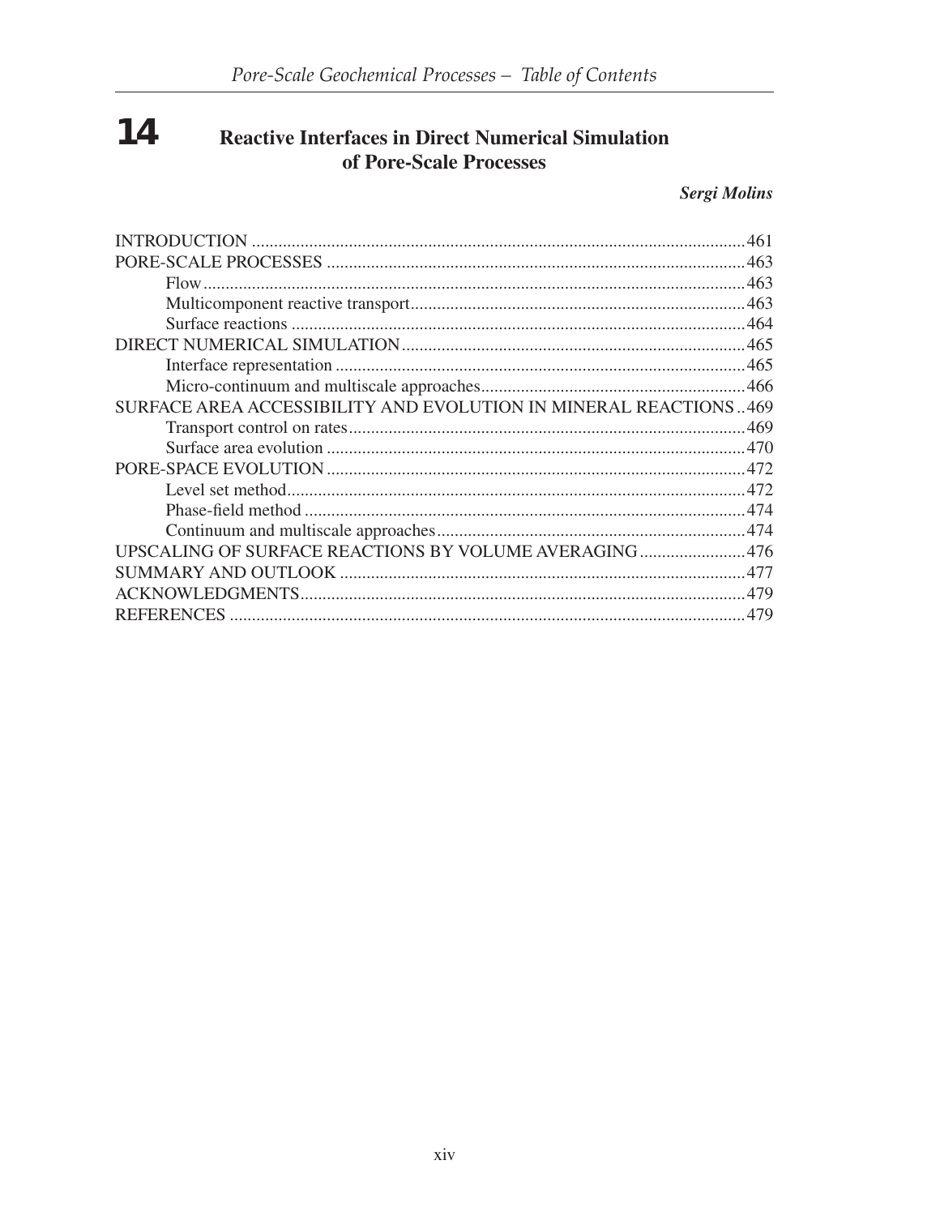# 14 Reactive Interfaces in Direct Numerical Simulation of Pore-Scale Processes

***Sergi Molins***

INTRODUCTION ....................................................................................................461
PORE-SCALE PROCESSES ..................................................................................463
    Flow ..............................................................................................................463
    Multicomponent reactive transport ..................................................................463
    Surface reactions ...........................................................................................464
DIRECT NUMERICAL SIMULATION .....................................................................465
    Interface representation ..................................................................................465
    Micro-continuum and multiscale approaches ......................................................466
SURFACE AREA ACCESSIBILITY AND EVOLUTION IN MINERAL REACTIONS ..469
    Transport control on rates ...............................................................................469
    Surface area evolution ....................................................................................470
PORE-SPACE EVOLUTION ...................................................................................472
    Level set method ............................................................................................472
    Phase-field method .........................................................................................474
    Continuum and multiscale approaches ..............................................................474
UPSCALING OF SURFACE REACTIONS BY VOLUME AVERAGING .......................476
SUMMARY AND OUTLOOK .................................................................................477
ACKNOWLEDGMENTS .........................................................................................479
REFERENCES ......................................................................................................479